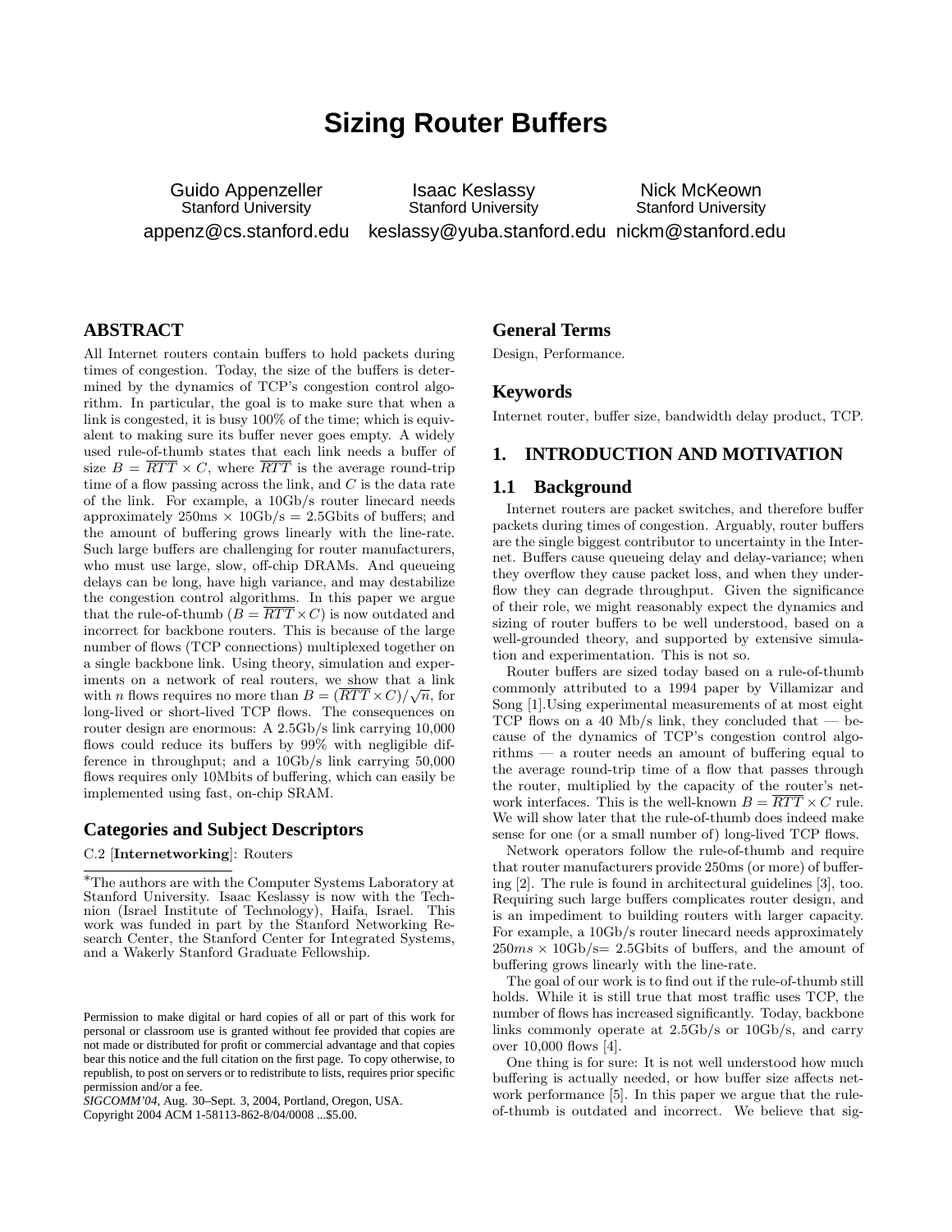# Sizing Router Buffers

Guido Appenzeller
Stanford University
appenz@cs.stanford.edu

Isaac Keslassy
Stanford University
keslassy@yuba.stanford.edu

Nick McKeown
Stanford University
nickm@stanford.edu

## ABSTRACT

All Internet routers contain buffers to hold packets during times of congestion. Today, the size of the buffers is determined by the dynamics of TCP's congestion control algorithm. In particular, the goal is to make sure that when a link is congested, it is busy 100% of the time; which is equivalent to making sure its buffer never goes empty. A widely used rule-of-thumb states that each link needs a buffer of size $B = \overline{RTT} \times C$, where $\overline{RTT}$ is the average round-trip time of a flow passing across the link, and $C$ is the data rate of the link. For example, a 10Gb/s router linecard needs approximately 250ms × 10Gb/s = 2.5Gbits of buffers; and the amount of buffering grows linearly with the line-rate. Such large buffers are challenging for router manufacturers, who must use large, slow, off-chip DRAMs. And queueing delays can be long, have high variance, and may destabilize the congestion control algorithms. In this paper we argue that the rule-of-thumb ($B = \overline{RTT} \times C$) is now outdated and incorrect for backbone routers. This is because of the large number of flows (TCP connections) multiplexed together on a single backbone link. Using theory, simulation and experiments on a network of real routers, we show that a link with $n$ flows requires no more than $B = (\overline{RTT} \times C)/\sqrt{n}$, for long-lived or short-lived TCP flows. The consequences on router design are enormous: A 2.5Gb/s link carrying 10,000 flows could reduce its buffers by 99% with negligible difference in throughput; and a 10Gb/s link carrying 50,000 flows requires only 10Mbits of buffering, which can easily be implemented using fast, on-chip SRAM.

### Categories and Subject Descriptors

C.2 [**Internetworking**]: Routers

*The authors are with the Computer Systems Laboratory at Stanford University. Isaac Keslassy is now with the Technion (Israel Institute of Technology), Haifa, Israel. This work was funded in part by the Stanford Networking Research Center, the Stanford Center for Integrated Systems, and a Wakerly Stanford Graduate Fellowship.

Permission to make digital or hard copies of all or part of this work for personal or classroom use is granted without fee provided that copies are not made or distributed for profit or commercial advantage and that copies bear this notice and the full citation on the first page. To copy otherwise, to republish, to post on servers or to redistribute to lists, requires prior specific permission and/or a fee.
*SIGCOMM'04,* Aug. 30–Sept. 3, 2004, Portland, Oregon, USA.
Copyright 2004 ACM 1-58113-862-8/04/0008 ...$5.00.

### General Terms

Design, Performance.

### Keywords

Internet router, buffer size, bandwidth delay product, TCP.

## 1. INTRODUCTION AND MOTIVATION

### 1.1 Background

Internet routers are packet switches, and therefore buffer packets during times of congestion. Arguably, router buffers are the single biggest contributor to uncertainty in the Internet. Buffers cause queueing delay and delay-variance; when they overflow they cause packet loss, and when they underflow they can degrade throughput. Given the significance of their role, we might reasonably expect the dynamics and sizing of router buffers to be well understood, based on a well-grounded theory, and supported by extensive simulation and experimentation. This is not so.

Router buffers are sized today based on a rule-of-thumb commonly attributed to a 1994 paper by Villamizar and Song [1].Using experimental measurements of at most eight TCP flows on a 40 Mb/s link, they concluded that — because of the dynamics of TCP's congestion control algorithms — a router needs an amount of buffering equal to the average round-trip time of a flow that passes through the router, multiplied by the capacity of the router's network interfaces. This is the well-known $B = \overline{RTT} \times C$ rule. We will show later that the rule-of-thumb does indeed make sense for one (or a small number of) long-lived TCP flows.

Network operators follow the rule-of-thumb and require that router manufacturers provide 250ms (or more) of buffering [2]. The rule is found in architectural guidelines [3], too. Requiring such large buffers complicates router design, and is an impediment to building routers with larger capacity. For example, a 10Gb/s router linecard needs approximately $250ms \times$ 10Gb/s= 2.5Gbits of buffers, and the amount of buffering grows linearly with the line-rate.

The goal of our work is to find out if the rule-of-thumb still holds. While it is still true that most traffic uses TCP, the number of flows has increased significantly. Today, backbone links commonly operate at 2.5Gb/s or 10Gb/s, and carry over 10,000 flows [4].

One thing is for sure: It is not well understood how much buffering is actually needed, or how buffer size affects network performance [5]. In this paper we argue that the rule-of-thumb is outdated and incorrect. We believe that sig-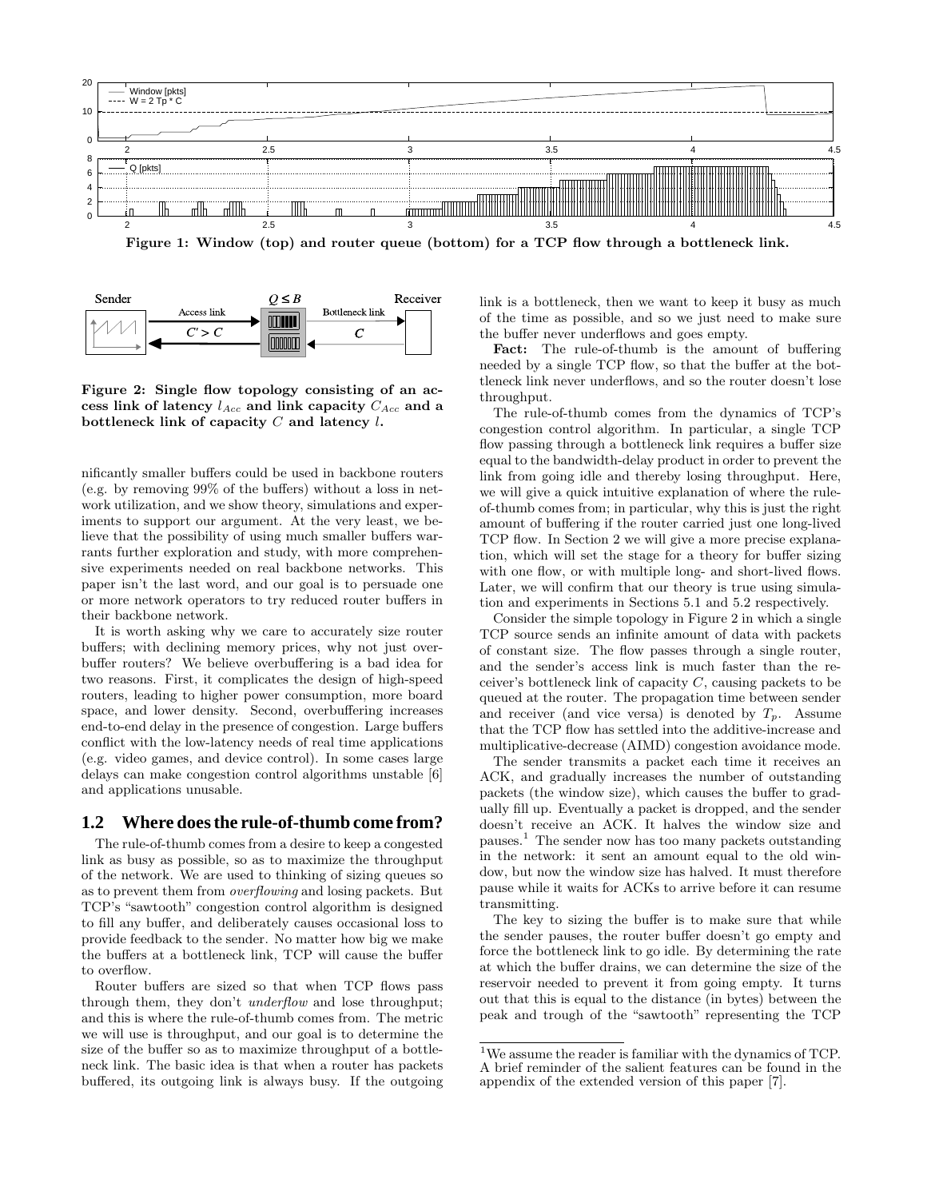Window [pkts]
W = 2 Tp * C
20
10
0
2 2.5 3 3.5 4 4.5

Q [pkts]
8
6
4
2
0
2 2.5 3 3.5 4 4.5

**Figure 1: Window (top) and router queue (bottom) for a TCP flow through a bottleneck link.**

Sender
Access link
$C' > C$
$Q \leq B$
Bottleneck link
$C$
Receiver

**Figure 2: Single flow topology consisting of an access link of latency $l_{Acc}$ and link capacity $C_{Acc}$ and a bottleneck link of capacity $C$ and latency $l$.**

nificantly smaller buffers could be used in backbone routers (e.g. by removing 99% of the buffers) without a loss in network utilization, and we show theory, simulations and experiments to support our argument. At the very least, we believe that the possibility of using much smaller buffers warrants further exploration and study, with more comprehensive experiments needed on real backbone networks. This paper isn't the last word, and our goal is to persuade one or more network operators to try reduced router buffers in their backbone network.

It is worth asking why we care to accurately size router buffers; with declining memory prices, why not just overbuffer routers? We believe overbuffering is a bad idea for two reasons. First, it complicates the design of high-speed routers, leading to higher power consumption, more board space, and lower density. Second, overbuffering increases end-to-end delay in the presence of congestion. Large buffers conflict with the low-latency needs of real time applications (e.g. video games, and device control). In some cases large delays can make congestion control algorithms unstable [6] and applications unusable.

## 1.2 Where does the rule-of-thumb come from?

The rule-of-thumb comes from a desire to keep a congested link as busy as possible, so as to maximize the throughput of the network. We are used to thinking of sizing queues so as to prevent them from *overflowing* and losing packets. But TCP's "sawtooth" congestion control algorithm is designed to fill any buffer, and deliberately causes occasional loss to provide feedback to the sender. No matter how big we make the buffers at a bottleneck link, TCP will cause the buffer to overflow.

Router buffers are sized so that when TCP flows pass through them, they don't *underflow* and lose throughput; and this is where the rule-of-thumb comes from. The metric we will use is throughput, and our goal is to determine the size of the buffer so as to maximize throughput of a bottleneck link. The basic idea is that when a router has packets buffered, its outgoing link is always busy. If the outgoing link is a bottleneck, then we want to keep it busy as much of the time as possible, and so we just need to make sure the buffer never underflows and goes empty.

**Fact:** The rule-of-thumb is the amount of buffering needed by a single TCP flow, so that the buffer at the bottleneck link never underflows, and so the router doesn't lose throughput.

The rule-of-thumb comes from the dynamics of TCP's congestion control algorithm. In particular, a single TCP flow passing through a bottleneck link requires a buffer size equal to the bandwidth-delay product in order to prevent the link from going idle and thereby losing throughput. Here, we will give a quick intuitive explanation of where the rule-of-thumb comes from; in particular, why this is just the right amount of buffering if the router carried just one long-lived TCP flow. In Section 2 we will give a more precise explanation, which will set the stage for a theory for buffer sizing with one flow, or with multiple long- and short-lived flows. Later, we will confirm that our theory is true using simulation and experiments in Sections 5.1 and 5.2 respectively.

Consider the simple topology in Figure 2 in which a single TCP source sends an infinite amount of data with packets of constant size. The flow passes through a single router, and the sender's access link is much faster than the receiver's bottleneck link of capacity $C$, causing packets to be queued at the router. The propagation time between sender and receiver (and vice versa) is denoted by $T_p$. Assume that the TCP flow has settled into the additive-increase and multiplicative-decrease (AIMD) congestion avoidance mode.

The sender transmits a packet each time it receives an ACK, and gradually increases the number of outstanding packets (the window size), which causes the buffer to gradually fill up. Eventually a packet is dropped, and the sender doesn't receive an ACK. It halves the window size and pauses.[1] The sender now has too many packets outstanding in the network: it sent an amount equal to the old window, but now the window size has halved. It must therefore pause while it waits for ACKs to arrive before it can resume transmitting.

The key to sizing the buffer is to make sure that while the sender pauses, the router buffer doesn't go empty and force the bottleneck link to go idle. By determining the rate at which the buffer drains, we can determine the size of the reservoir needed to prevent it from going empty. It turns out that this is equal to the distance (in bytes) between the peak and trough of the "sawtooth" representing the TCP

[1] We assume the reader is familiar with the dynamics of TCP. A brief reminder of the salient features can be found in the appendix of the extended version of this paper [7].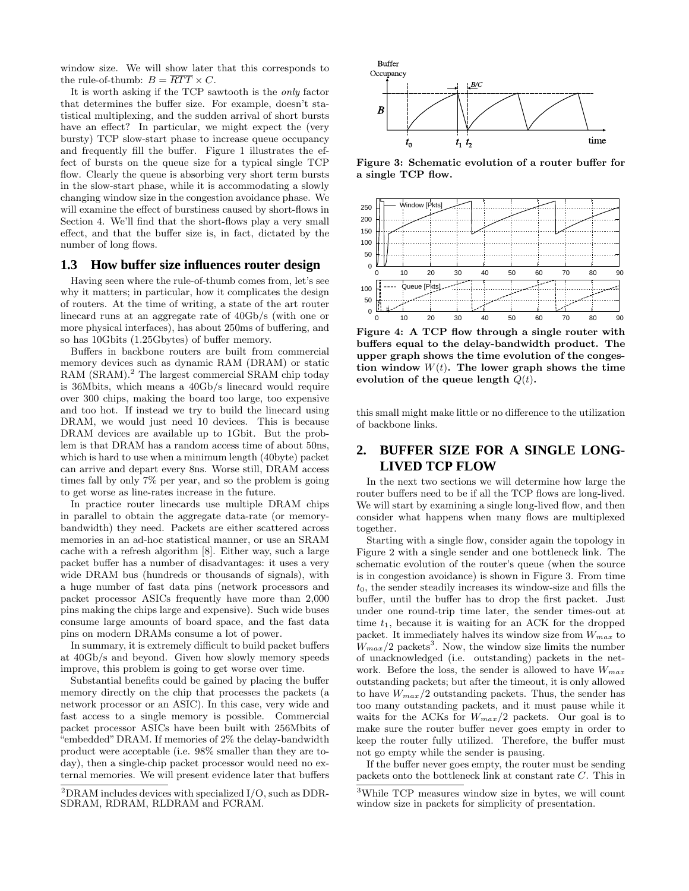window size. We will show later that this corresponds to the rule-of-thumb: $B = \overline{RTT} \times C$.

It is worth asking if the TCP sawtooth is the *only* factor that determines the buffer size. For example, doesn't statistical multiplexing, and the sudden arrival of short bursts have an effect? In particular, we might expect the (very bursty) TCP slow-start phase to increase queue occupancy and frequently fill the buffer. Figure 1 illustrates the effect of bursts on the queue size for a typical single TCP flow. Clearly the queue is absorbing very short term bursts in the slow-start phase, while it is accommodating a slowly changing window size in the congestion avoidance phase. We will examine the effect of burstiness caused by short-flows in Section 4. We'll find that the short-flows play a very small effect, and that the buffer size is, in fact, dictated by the number of long flows.

### 1.3 How buffer size influences router design

Having seen where the rule-of-thumb comes from, let's see why it matters; in particular, how it complicates the design of routers. At the time of writing, a state of the art router linecard runs at an aggregate rate of 40Gb/s (with one or more physical interfaces), has about 250ms of buffering, and so has 10Gbits (1.25Gbytes) of buffer memory.

Buffers in backbone routers are built from commercial memory devices such as dynamic RAM (DRAM) or static RAM (SRAM).[2] The largest commercial SRAM chip today is 36Mbits, which means a 40Gb/s linecard would require over 300 chips, making the board too large, too expensive and too hot. If instead we try to build the linecard using DRAM, we would just need 10 devices. This is because DRAM devices are available up to 1Gbit. But the problem is that DRAM has a random access time of about 50ns, which is hard to use when a minimum length (40byte) packet can arrive and depart every 8ns. Worse still, DRAM access times fall by only 7% per year, and so the problem is going to get worse as line-rates increase in the future.

In practice router linecards use multiple DRAM chips in parallel to obtain the aggregate data-rate (or memory-bandwidth) they need. Packets are either scattered across memories in an ad-hoc statistical manner, or use an SRAM cache with a refresh algorithm [8]. Either way, such a large packet buffer has a number of disadvantages: it uses a very wide DRAM bus (hundreds or thousands of signals), with a huge number of fast data pins (network processors and packet processor ASICs frequently have more than 2,000 pins making the chips large and expensive). Such wide buses consume large amounts of board space, and the fast data pins on modern DRAMs consume a lot of power.

In summary, it is extremely difficult to build packet buffers at 40Gb/s and beyond. Given how slowly memory speeds improve, this problem is going to get worse over time.

Substantial benefits could be gained by placing the buffer memory directly on the chip that processes the packets (a network processor or an ASIC). In this case, very wide and fast access to a single memory is possible. Commercial packet processor ASICs have been built with 256Mbits of "embedded" DRAM. If memories of 2% the delay-bandwidth product were acceptable (i.e. 98% smaller than they are today), then a single-chip packet processor would need no external memories. We will present evidence later that buffers this small might make little or no difference to the utilization of backbone links.

[2] DRAM includes devices with specialized I/O, such as DDR-SDRAM, RDRAM, RLDRAM and FCRAM.

**Figure 3: Schematic evolution of a router buffer for a single TCP flow.**

**Figure 4: A TCP flow through a single router with buffers equal to the delay-bandwidth product. The upper graph shows the time evolution of the congestion window $W(t)$. The lower graph shows the time evolution of the queue length $Q(t)$.**

## 2. BUFFER SIZE FOR A SINGLE LONG-LIVED TCP FLOW

In the next two sections we will determine how large the router buffers need to be if all the TCP flows are long-lived. We will start by examining a single long-lived flow, and then consider what happens when many flows are multiplexed together.

Starting with a single flow, consider again the topology in Figure 2 with a single sender and one bottleneck link. The schematic evolution of the router's queue (when the source is in congestion avoidance) is shown in Figure 3. From time $t_0$, the sender steadily increases its window-size and fills the buffer, until the buffer has to drop the first packet. Just under one round-trip time later, the sender times-out at time $t_1$, because it is waiting for an ACK for the dropped packet. It immediately halves its window size from $W_{max}$ to $W_{max}/2$ packets[3]. Now, the window size limits the number of unacknowledged (i.e. outstanding) packets in the network. Before the loss, the sender is allowed to have $W_{max}$ outstanding packets; but after the timeout, it is only allowed to have $W_{max}/2$ outstanding packets. Thus, the sender has too many outstanding packets, and it must pause while it waits for the ACKs for $W_{max}/2$ packets. Our goal is to make sure the router buffer never goes empty in order to keep the router fully utilized. Therefore, the buffer must not go empty while the sender is pausing.

If the buffer never goes empty, the router must be sending packets onto the bottleneck link at constant rate $C$. This in

[3] While TCP measures window size in bytes, we will count window size in packets for simplicity of presentation.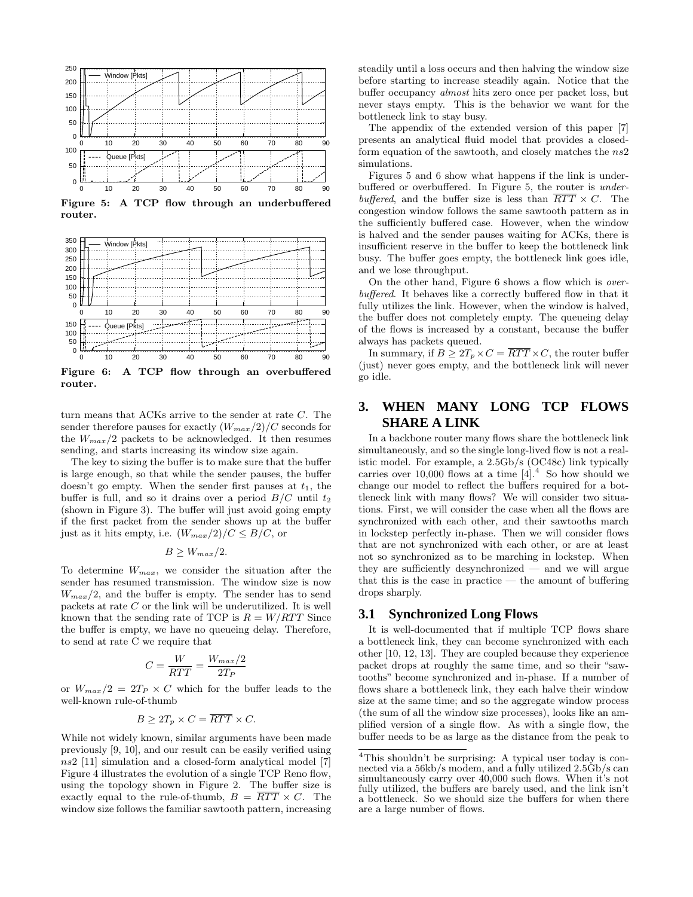Figure 5: A TCP flow through an underbuffered router.

Figure 6: A TCP flow through an overbuffered router.

turn means that ACKs arrive to the sender at rate $C$. The sender therefore pauses for exactly $(W_{max}/2)/C$ seconds for the $W_{max}/2$ packets to be acknowledged. It then resumes sending, and starts increasing its window size again.

The key to sizing the buffer is to make sure that the buffer is large enough, so that while the sender pauses, the buffer doesn't go empty. When the sender first pauses at $t_1$, the buffer is full, and so it drains over a period $B/C$ until $t_2$ (shown in Figure 3). The buffer will just avoid going empty if the first packet from the sender shows up at the buffer just as it hits empty, i.e. $(W_{max}/2)/C \leq B/C$, or

$$B \geq W_{max}/2.$$

To determine $W_{max}$, we consider the situation after the sender has resumed transmission. The window size is now $W_{max}/2$, and the buffer is empty. The sender has to send packets at rate $C$ or the link will be underutilized. It is well known that the sending rate of TCP is $R = W/RTT$ Since the buffer is empty, we have no queueing delay. Therefore, to send at rate C we require that

$$C = \frac{W}{RTT} = \frac{W_{max}/2}{2T_P}$$

or $W_{max}/2 = 2T_P \times C$ which for the buffer leads to the well-known rule-of-thumb

$$B \geq 2T_p \times C = \overline{RTT} \times C.$$

While not widely known, similar arguments have been made previously [9, 10], and our result can be easily verified using *ns*2 [11] simulation and a closed-form analytical model [7] Figure 4 illustrates the evolution of a single TCP Reno flow, using the topology shown in Figure 2. The buffer size is exactly equal to the rule-of-thumb, $B = \overline{RTT} \times C$. The window size follows the familiar sawtooth pattern, increasing steadily until a loss occurs and then halving the window size before starting to increase steadily again. Notice that the buffer occupancy *almost* hits zero once per packet loss, but never stays empty. This is the behavior we want for the bottleneck link to stay busy.

The appendix of the extended version of this paper [7] presents an analytical fluid model that provides a closed-form equation of the sawtooth, and closely matches the *ns*2 simulations.

Figures 5 and 6 show what happens if the link is under-buffered or overbuffered. In Figure 5, the router is *under-buffered*, and the buffer size is less than $\overline{RTT} \times C$. The congestion window follows the same sawtooth pattern as in the sufficiently buffered case. However, when the window is halved and the sender pauses waiting for ACKs, there is insufficient reserve in the buffer to keep the bottleneck link busy. The buffer goes empty, the bottleneck link goes idle, and we lose throughput.

On the other hand, Figure 6 shows a flow which is *over-buffered*. It behaves like a correctly buffered flow in that it fully utilizes the link. However, when the window is halved, the buffer does not completely empty. The queueing delay of the flows is increased by a constant, because the buffer always has packets queued.

In summary, if $B \geq 2T_p \times C = \overline{RTT} \times C$, the router buffer (just) never goes empty, and the bottleneck link will never go idle.

## 3. WHEN MANY LONG TCP FLOWS SHARE A LINK

In a backbone router many flows share the bottleneck link simultaneously, and so the single long-lived flow is not a realistic model. For example, a 2.5Gb/s (OC48c) link typically carries over 10,000 flows at a time [4].[4] So how should we change our model to reflect the buffers required for a bottleneck link with many flows? We will consider two situations. First, we will consider the case when all the flows are synchronized with each other, and their sawtooths march in lockstep perfectly in-phase. Then we will consider flows that are not synchronized with each other, or are at least not so synchronized as to be marching in lockstep. When they are sufficiently desynchronized — and we will argue that this is the case in practice — the amount of buffering drops sharply.

### 3.1 Synchronized Long Flows

It is well-documented that if multiple TCP flows share a bottleneck link, they can become synchronized with each other [10, 12, 13]. They are coupled because they experience packet drops at roughly the same time, and so their "sawtooths" become synchronized and in-phase. If a number of flows share a bottleneck link, they each halve their window size at the same time; and so the aggregate window process (the sum of all the window size processes), looks like an amplified version of a single flow. As with a single flow, the buffer needs to be as large as the distance from the peak to

[4]This shouldn't be surprising: A typical user today is connected via a 56kb/s modem, and a fully utilized 2.5Gb/s can simultaneously carry over 40,000 such flows. When it's not fully utilized, the buffers are barely used, and the link isn't a bottleneck. So we should size the buffers for when there are a large number of flows.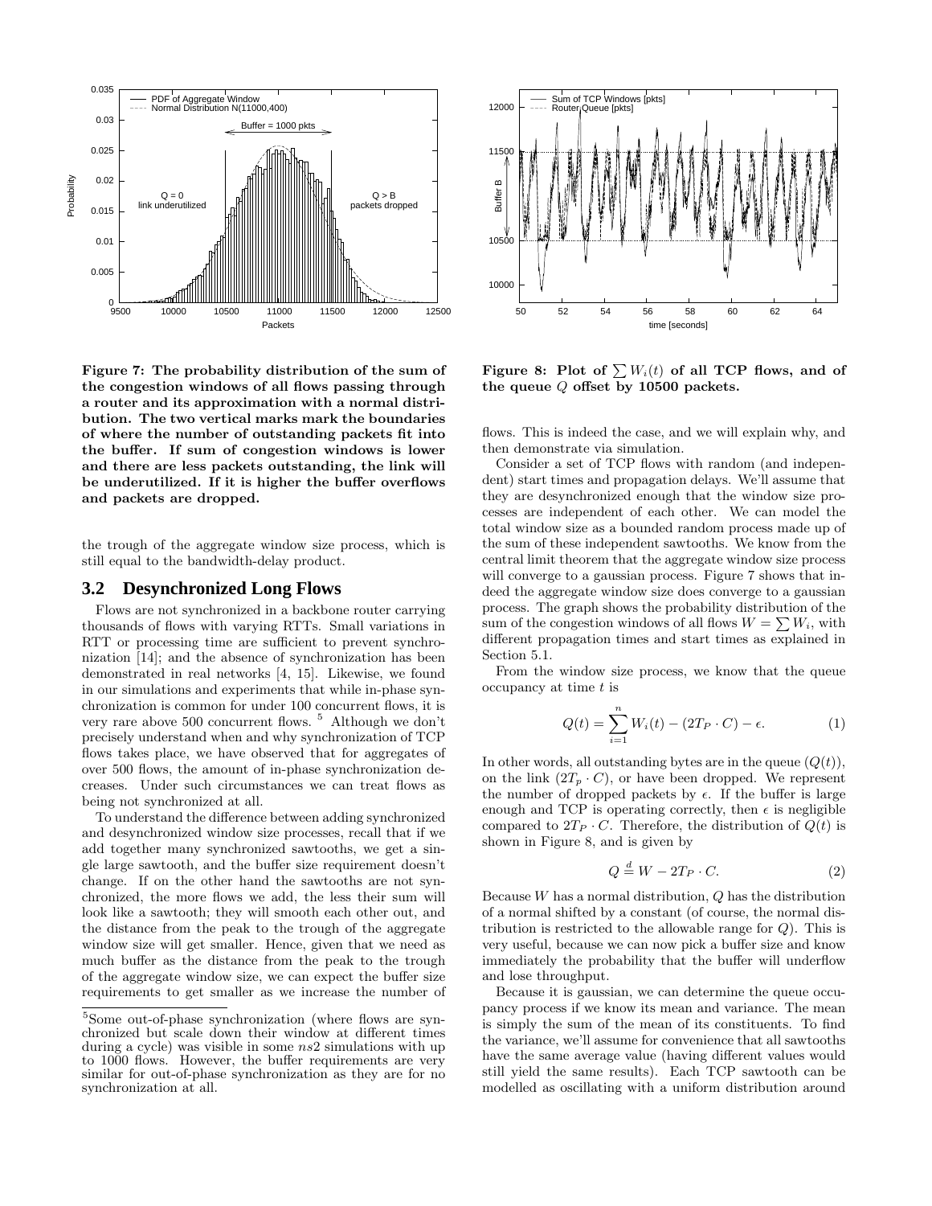**Figure 7: The probability distribution of the sum of the congestion windows of all flows passing through a router and its approximation with a normal distribution. The two vertical marks mark the boundaries of where the number of outstanding packets fit into the buffer. If sum of congestion windows is lower and there are less packets outstanding, the link will be underutilized. If it is higher the buffer overflows and packets are dropped.**

**Figure 8: Plot of $\sum W_i(t)$ of all TCP flows, and of the queue $Q$ offset by 10500 packets.**

the trough of the aggregate window size process, which is still equal to the bandwidth-delay product.

## 3.2 Desynchronized Long Flows

Flows are not synchronized in a backbone router carrying thousands of flows with varying RTTs. Small variations in RTT or processing time are sufficient to prevent synchronization [14]; and the absence of synchronization has been demonstrated in real networks [4, 15]. Likewise, we found in our simulations and experiments that while in-phase synchronization is common for under 100 concurrent flows, it is very rare above 500 concurrent flows. [5] Although we don't precisely understand when and why synchronization of TCP flows takes place, we have observed that for aggregates of over 500 flows, the amount of in-phase synchronization decreases. Under such circumstances we can treat flows as being not synchronized at all.

To understand the difference between adding synchronized and desynchronized window size processes, recall that if we add together many synchronized sawtooths, we get a single large sawtooth, and the buffer size requirement doesn't change. If on the other hand the sawtooths are not synchronized, the more flows we add, the less their sum will look like a sawtooth; they will smooth each other out, and the distance from the peak to the trough of the aggregate window size will get smaller. Hence, given that we need as much buffer as the distance from the peak to the trough of the aggregate window size, we can expect the buffer size requirements to get smaller as we increase the number of flows. This is indeed the case, and we will explain why, and then demonstrate via simulation.

Consider a set of TCP flows with random (and independent) start times and propagation delays. We'll assume that they are desynchronized enough that the window size processes are independent of each other. We can model the total window size as a bounded random process made up of the sum of these independent sawtooths. We know from the central limit theorem that the aggregate window size process will converge to a gaussian process. Figure 7 shows that indeed the aggregate window size does converge to a gaussian process. The graph shows the probability distribution of the sum of the congestion windows of all flows $W = \sum W_i$, with different propagation times and start times as explained in Section 5.1.

From the window size process, we know that the queue occupancy at time $t$ is

$$Q(t) = \sum_{i=1}^{n} W_i(t) - (2T_P \cdot C) - \epsilon. \quad (1)$$

In other words, all outstanding bytes are in the queue ($Q(t)$), on the link ($2T_p \cdot C$), or have been dropped. We represent the number of dropped packets by $\epsilon$. If the buffer is large enough and TCP is operating correctly, then $\epsilon$ is negligible compared to $2T_P \cdot C$. Therefore, the distribution of $Q(t)$ is shown in Figure 8, and is given by

$$Q \stackrel{d}{=} W - 2T_P \cdot C. \quad (2)$$

Because $W$ has a normal distribution, $Q$ has the distribution of a normal shifted by a constant (of course, the normal distribution is restricted to the allowable range for $Q$). This is very useful, because we can now pick a buffer size and know immediately the probability that the buffer will underflow and lose throughput.

Because it is gaussian, we can determine the queue occupancy process if we know its mean and variance. The mean is simply the sum of the mean of its constituents. To find the variance, we'll assume for convenience that all sawtooths have the same average value (having different values would still yield the same results). Each TCP sawtooth can be modelled as oscillating with a uniform distribution around

[5] Some out-of-phase synchronization (where flows are synchronized but scale down their window at different times during a cycle) was visible in some *ns2* simulations with up to 1000 flows. However, the buffer requirements are very similar for out-of-phase synchronization as they are for no synchronization at all.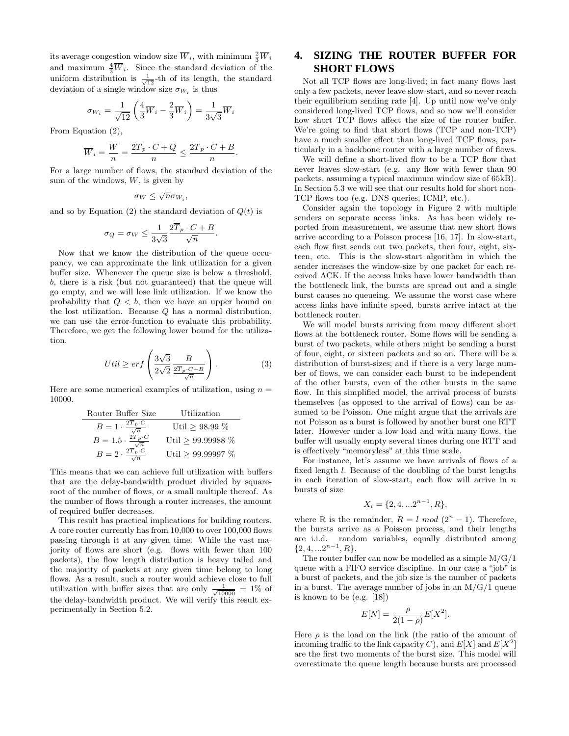its average congestion window size $\overline{W}_i$, with minimum $\frac{2}{3}\overline{W}_i$ and maximum $\frac{4}{3}\overline{W}_i$. Since the standard deviation of the uniform distribution is $\frac{1}{\sqrt{12}}$-th of its length, the standard deviation of a single window size $\sigma_{W_i}$ is thus

$$\sigma_{W_i} = \frac{1}{\sqrt{12}}\left(\frac{4}{3}\overline{W}_i - \frac{2}{3}\overline{W}_i\right) = \frac{1}{3\sqrt{3}}\overline{W}_i$$

From Equation (2),

$$\overline{W}_i = \frac{\overline{W}}{n} = \frac{2\overline{T}_p \cdot C + \overline{Q}}{n} \leq \frac{2\overline{T}_p \cdot C + B}{n}.$$

For a large number of flows, the standard deviation of the sum of the windows, $W$, is given by

$$\sigma_W \leq \sqrt{n}\sigma_{W_i},$$

and so by Equation (2) the standard deviation of $Q(t)$ is

$$\sigma_Q = \sigma_W \leq \frac{1}{3\sqrt{3}}\frac{2\overline{T}_p \cdot C + B}{\sqrt{n}}.$$

Now that we know the distribution of the queue occupancy, we can approximate the link utilization for a given buffer size. Whenever the queue size is below a threshold, $b$, there is a risk (but not guaranteed) that the queue will go empty, and we will lose link utilization. If we know the probability that $Q < b$, then we have an upper bound on the lost utilization. Because $Q$ has a normal distribution, we can use the error-function to evaluate this probability. Therefore, we get the following lower bound for the utilization.

$$Util \geq erf\left(\frac{3\sqrt{3}}{2\sqrt{2}}\frac{B}{\frac{2\overline{T}_p \cdot C + B}{\sqrt{n}}}\right). \quad (3)$$

Here are some numerical examples of utilization, using $n = 10000$.

| Router Buffer Size | Utilization |
| --- | --- |
| $B = 1 \cdot \frac{2\overline{T}_p \cdot C}{\sqrt{n}}$ | Util $\geq$ 98.99 % |
| $B = 1.5 \cdot \frac{2\overline{T}_p \cdot C}{\sqrt{n}}$ | Util $\geq$ 99.99988 % |
| $B = 2 \cdot \frac{2\overline{T}_p \cdot C}{\sqrt{n}}$ | Util $\geq$ 99.99997 % |

This means that we can achieve full utilization with buffers that are the delay-bandwidth product divided by square-root of the number of flows, or a small multiple thereof. As the number of flows through a router increases, the amount of required buffer decreases.

This result has practical implications for building routers. A core router currently has from 10,000 to over 100,000 flows passing through it at any given time. While the vast majority of flows are short (e.g. flows with fewer than 100 packets), the flow length distribution is heavy tailed and the majority of packets at any given time belong to long flows. As a result, such a router would achieve close to full utilization with buffer sizes that are only $\frac{1}{\sqrt{10000}} = 1\%$ of the delay-bandwidth product. We will verify this result experimentally in Section 5.2.

## 4. SIZING THE ROUTER BUFFER FOR SHORT FLOWS

Not all TCP flows are long-lived; in fact many flows last only a few packets, never leave slow-start, and so never reach their equilibrium sending rate [4]. Up until now we've only considered long-lived TCP flows, and so now we'll consider how short TCP flows affect the size of the router buffer. We're going to find that short flows (TCP and non-TCP) have a much smaller effect than long-lived TCP flows, particularly in a backbone router with a large number of flows.

We will define a short-lived flow to be a TCP flow that never leaves slow-start (e.g. any flow with fewer than 90 packets, assuming a typical maximum window size of 65kB). In Section 5.3 we will see that our results hold for short non-TCP flows too (e.g. DNS queries, ICMP, etc.).

Consider again the topology in Figure 2 with multiple senders on separate access links. As has been widely reported from measurement, we assume that new short flows arrive according to a Poisson process [16, 17]. In slow-start, each flow first sends out two packets, then four, eight, sixteen, etc. This is the slow-start algorithm in which the sender increases the window-size by one packet for each received ACK. If the access links have lower bandwidth than the bottleneck link, the bursts are spread out and a single burst causes no queueing. We assume the worst case where access links have infinite speed, bursts arrive intact at the bottleneck router.

We will model bursts arriving from many different short flows at the bottleneck router. Some flows will be sending a burst of two packets, while others might be sending a burst of four, eight, or sixteen packets and so on. There will be a distribution of burst-sizes; and if there is a very large number of flows, we can consider each burst to be independent of the other bursts, even of the other bursts in the same flow. In this simplified model, the arrival process of bursts themselves (as opposed to the arrival of flows) can be assumed to be Poisson. One might argue that the arrivals are not Poisson as a burst is followed by another burst one RTT later. However under a low load and with many flows, the buffer will usually empty several times during one RTT and is effectively "memoryless" at this time scale.

For instance, let's assume we have arrivals of flows of a fixed length $l$. Because of the doubling of the burst lengths in each iteration of slow-start, each flow will arrive in $n$ bursts of size

$$X_i = \{2, 4, ...2^{n-1}, R\},$$

where R is the remainder, $R = l \ mod \ (2^n - 1)$. Therefore, the bursts arrive as a Poisson process, and their lengths are i.i.d. random variables, equally distributed among $\{2, 4, ...2^{n-1}, R\}$.

The router buffer can now be modelled as a simple M/G/1 queue with a FIFO service discipline. In our case a "job" is a burst of packets, and the job size is the number of packets in a burst. The average number of jobs in an M/G/1 queue is known to be (e.g. [18])

$$E[N] = \frac{\rho}{2(1-\rho)}E[X^2].$$

Here $\rho$ is the load on the link (the ratio of the amount of incoming traffic to the link capacity $C$), and $E[X]$ and $E[X^2]$ are the first two moments of the burst size. This model will overestimate the queue length because bursts are processed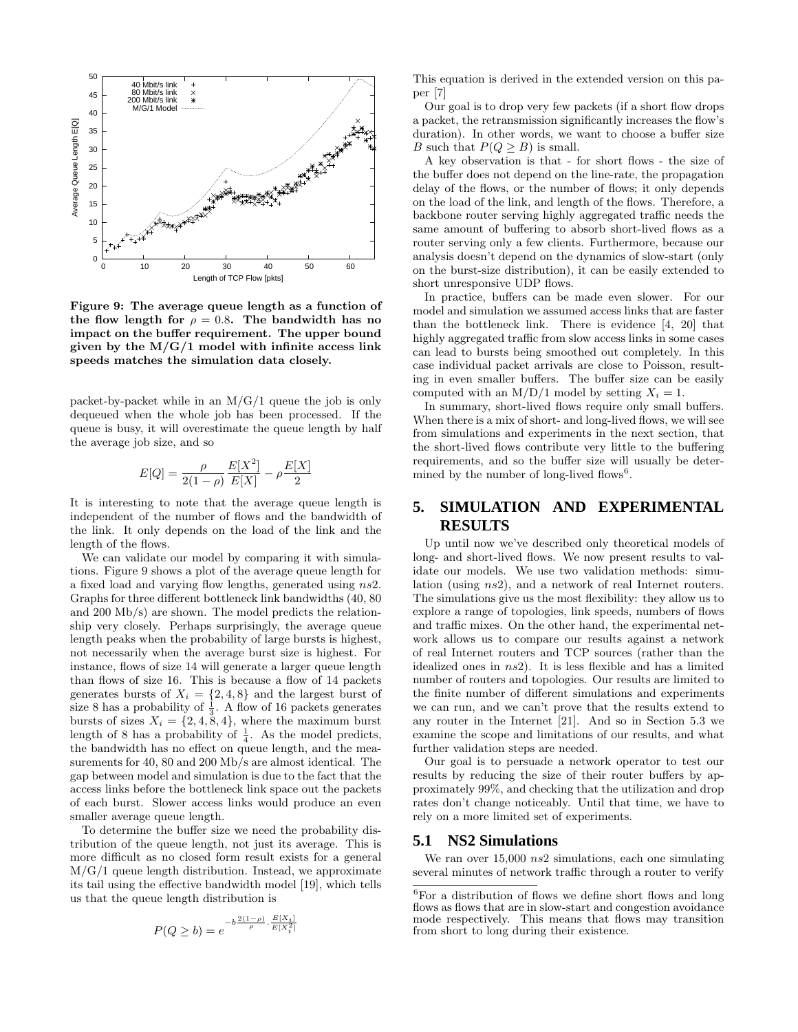Figure 9: The average queue length as a function of the flow length for $\rho = 0.8$. The bandwidth has no impact on the buffer requirement. The upper bound given by the M/G/1 model with infinite access link speeds matches the simulation data closely.

packet-by-packet while in an M/G/1 queue the job is only dequeued when the whole job has been processed. If the queue is busy, it will overestimate the queue length by half the average job size, and so

$$E[Q] = \frac{\rho}{2(1-\rho)} \frac{E[X^2]}{E[X]} - \rho \frac{E[X]}{2}$$

It is interesting to note that the average queue length is independent of the number of flows and the bandwidth of the link. It only depends on the load of the link and the length of the flows.

We can validate our model by comparing it with simulations. Figure 9 shows a plot of the average queue length for a fixed load and varying flow lengths, generated using *ns2*. Graphs for three different bottleneck link bandwidths (40, 80 and 200 Mb/s) are shown. The model predicts the relationship very closely. Perhaps surprisingly, the average queue length peaks when the probability of large bursts is highest, not necessarily when the average burst size is highest. For instance, flows of size 14 will generate a larger queue length than flows of size 16. This is because a flow of 14 packets generates bursts of $X_i = \{2, 4, 8\}$ and the largest burst of size 8 has a probability of $\frac{1}{3}$. A flow of 16 packets generates bursts of sizes $X_i = \{2, 4, 8, 4\}$, where the maximum burst length of 8 has a probability of $\frac{1}{4}$. As the model predicts, the bandwidth has no effect on queue length, and the measurements for 40, 80 and 200 Mb/s are almost identical. The gap between model and simulation is due to the fact that the access links before the bottleneck link space out the packets of each burst. Slower access links would produce an even smaller average queue length.

To determine the buffer size we need the probability distribution of the queue length, not just its average. This is more difficult as no closed form result exists for a general M/G/1 queue length distribution. Instead, we approximate its tail using the effective bandwidth model [19], which tells us that the queue length distribution is

$$P(Q \geq b) = e^{-b \frac{2(1-\rho)}{\rho} \cdot \frac{E[X_i]}{E[X_i^2]}}$$

This equation is derived in the extended version on this paper [7]

Our goal is to drop very few packets (if a short flow drops a packet, the retransmission significantly increases the flow's duration). In other words, we want to choose a buffer size $B$ such that $P(Q \geq B)$ is small.

A key observation is that - for short flows - the size of the buffer does not depend on the line-rate, the propagation delay of the flows, or the number of flows; it only depends on the load of the link, and length of the flows. Therefore, a backbone router serving highly aggregated traffic needs the same amount of buffering to absorb short-lived flows as a router serving only a few clients. Furthermore, because our analysis doesn't depend on the dynamics of slow-start (only on the burst-size distribution), it can be easily extended to short unresponsive UDP flows.

In practice, buffers can be made even slower. For our model and simulation we assumed access links that are faster than the bottleneck link. There is evidence [4, 20] that highly aggregated traffic from slow access links in some cases can lead to bursts being smoothed out completely. In this case individual packet arrivals are close to Poisson, resulting in even smaller buffers. The buffer size can be easily computed with an M/D/1 model by setting $X_i = 1$.

In summary, short-lived flows require only small buffers. When there is a mix of short- and long-lived flows, we will see from simulations and experiments in the next section, that the short-lived flows contribute very little to the buffering requirements, and so the buffer size will usually be determined by the number of long-lived flows[6].

## 5. SIMULATION AND EXPERIMENTAL RESULTS

Up until now we've described only theoretical models of long- and short-lived flows. We now present results to validate our models. We use two validation methods: simulation (using *ns2*), and a network of real Internet routers. The simulations give us the most flexibility: they allow us to explore a range of topologies, link speeds, numbers of flows and traffic mixes. On the other hand, the experimental network allows us to compare our results against a network of real Internet routers and TCP sources (rather than the idealized ones in *ns2*). It is less flexible and has a limited number of routers and topologies. Our results are limited to the finite number of different simulations and experiments we can run, and we can't prove that the results extend to any router in the Internet [21]. And so in Section 5.3 we examine the scope and limitations of our results, and what further validation steps are needed.

Our goal is to persuade a network operator to test our results by reducing the size of their router buffers by approximately 99%, and checking that the utilization and drop rates don't change noticeably. Until that time, we have to rely on a more limited set of experiments.

### 5.1 NS2 Simulations

We ran over 15,000 *ns2* simulations, each one simulating several minutes of network traffic through a router to verify

[6]For a distribution of flows we define short flows and long flows as flows that are in slow-start and congestion avoidance mode respectively. This means that flows may transition from short to long during their existence.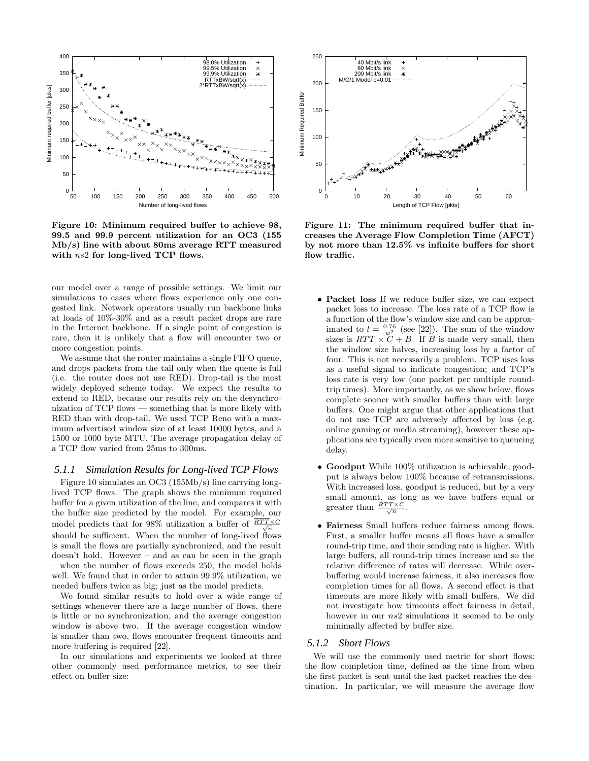Figure 10: Minimum required buffer to achieve 98, 99.5 and 99.9 percent utilization for an OC3 (155 Mb/s) line with about 80ms average RTT measured with *ns*2 for long-lived TCP flows.

Figure 11: The minimum required buffer that increases the Average Flow Completion Time (AFCT) by not more than 12.5% vs infinite buffers for short flow traffic.

our model over a range of possible settings. We limit our simulations to cases where flows experience only one congested link. Network operators usually run backbone links at loads of 10%-30% and as a result packet drops are rare in the Internet backbone. If a single point of congestion is rare, then it is unlikely that a flow will encounter two or more congestion points.

We assume that the router maintains a single FIFO queue, and drops packets from the tail only when the queue is full (i.e. the router does not use RED). Drop-tail is the most widely deployed scheme today. We expect the results to extend to RED, because our results rely on the desynchronization of TCP flows — something that is more likely with RED than with drop-tail. We used TCP Reno with a maximum advertised window size of at least 10000 bytes, and a 1500 or 1000 byte MTU. The average propagation delay of a TCP flow varied from 25ms to 300ms.

### 5.1.1 Simulation Results for Long-lived TCP Flows

Figure 10 simulates an OC3 (155Mb/s) line carrying long-lived TCP flows. The graph shows the minimum required buffer for a given utilization of the line, and compares it with the buffer size predicted by the model. For example, our model predicts that for 98% utilization a buffer of $\frac{RTT \times C}{\sqrt{n}}$ should be sufficient. When the number of long-lived flows is small the flows are partially synchronized, and the result doesn't hold. However – and as can be seen in the graph – when the number of flows exceeds 250, the model holds well. We found that in order to attain 99.9% utilization, we needed buffers twice as big; just as the model predicts.

We found similar results to hold over a wide range of settings whenever there are a large number of flows, there is little or no synchronization, and the average congestion window is above two. If the average congestion window is smaller than two, flows encounter frequent timeouts and more buffering is required [22].

In our simulations and experiments we looked at three other commonly used performance metrics, to see their effect on buffer size:

- **Packet loss** If we reduce buffer size, we can expect packet loss to increase. The loss rate of a TCP flow is a function of the flow's window size and can be approximated to $l = \frac{0.76}{w^2}$ (see [22]). The sum of the window sizes is $RTT \times C + B$. If $B$ is made very small, then the window size halves, increasing loss by a factor of four. This is not necessarily a problem. TCP uses loss as a useful signal to indicate congestion; and TCP's loss rate is very low (one packet per multiple round-trip times). More importantly, as we show below, flows complete sooner with smaller buffers than with large buffers. One might argue that other applications that do not use TCP are adversely affected by loss (e.g. online gaming or media streaming), however these applications are typically even more sensitive to queueing delay.
- **Goodput** While 100% utilization is achievable, goodput is always below 100% because of retransmissions. With increased loss, goodput is reduced, but by a very small amount, as long as we have buffers equal or greater than $\frac{RTT \times C}{\sqrt{n}}$.
- **Fairness** Small buffers reduce fairness among flows. First, a smaller buffer means all flows have a smaller round-trip time, and their sending rate is higher. With large buffers, all round-trip times increase and so the relative difference of rates will decrease. While over-buffering would increase fairness, it also increases flow completion times for all flows. A second effect is that timeouts are more likely with small buffers. We did not investigate how timeouts affect fairness in detail, however in our *ns*2 simulations it seemed to be only minimally affected by buffer size.

### 5.1.2 Short Flows

We will use the commonly used metric for short flows: the flow completion time, defined as the time from when the first packet is sent until the last packet reaches the destination. In particular, we will measure the average flow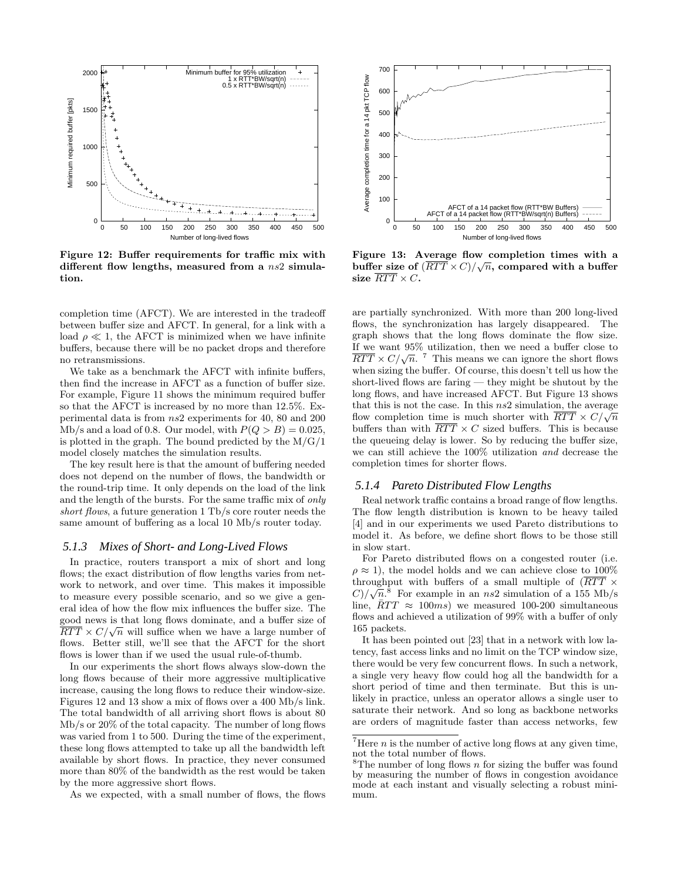Figure 12: Buffer requirements for traffic mix with different flow lengths, measured from a $ns2$ simulation.

Figure 13: Average flow completion times with a buffer size of $(\overline{RTT} \times C)/\sqrt{n}$, compared with a buffer size $\overline{RTT} \times C$.

completion time (AFCT). We are interested in the tradeoff between buffer size and AFCT. In general, for a link with a load $\rho \ll 1$, the AFCT is minimized when we have infinite buffers, because there will be no packet drops and therefore no retransmissions.

We take as a benchmark the AFCT with infinite buffers, then find the increase in AFCT as a function of buffer size. For example, Figure 11 shows the minimum required buffer so that the AFCT is increased by no more than 12.5%. Experimental data is from $ns2$ experiments for 40, 80 and 200 Mb/s and a load of 0.8. Our model, with $P(Q > B) = 0.025$, is plotted in the graph. The bound predicted by the M/G/1 model closely matches the simulation results.

The key result here is that the amount of buffering needed does not depend on the number of flows, the bandwidth or the round-trip time. It only depends on the load of the link and the length of the bursts. For the same traffic mix of *only short flows*, a future generation 1 Tb/s core router needs the same amount of buffering as a local 10 Mb/s router today.

### 5.1.3 Mixes of Short- and Long-Lived Flows

In practice, routers transport a mix of short and long flows; the exact distribution of flow lengths varies from network to network, and over time. This makes it impossible to measure every possible scenario, and so we give a general idea of how the flow mix influences the buffer size. The good news is that long flows dominate, and a buffer size of $\overline{RTT} \times C/\sqrt{n}$ will suffice when we have a large number of flows. Better still, we'll see that the AFCT for the short flows is lower than if we used the usual rule-of-thumb.

In our experiments the short flows always slow-down the long flows because of their more aggressive multiplicative increase, causing the long flows to reduce their window-size. Figures 12 and 13 show a mix of flows over a 400 Mb/s link. The total bandwidth of all arriving short flows is about 80 Mb/s or 20% of the total capacity. The number of long flows was varied from 1 to 500. During the time of the experiment, these long flows attempted to take up all the bandwidth left available by short flows. In practice, they never consumed more than 80% of the bandwidth as the rest would be taken by the more aggressive short flows.

As we expected, with a small number of flows, the flows are partially synchronized. With more than 200 long-lived flows, the synchronization has largely disappeared. The graph shows that the long flows dominate the flow size. If we want 95% utilization, then we need a buffer close to $\overline{RTT} \times C/\sqrt{n}$. [7] This means we can ignore the short flows when sizing the buffer. Of course, this doesn't tell us how the short-lived flows are faring — they might be shutout by the long flows, and have increased AFCT. But Figure 13 shows that this is not the case. In this $ns2$ simulation, the average flow completion time is much shorter with $\overline{RTT} \times C/\sqrt{n}$ buffers than with $\overline{RTT} \times C$ sized buffers. This is because the queueing delay is lower. So by reducing the buffer size, we can still achieve the 100% utilization *and* decrease the completion times for shorter flows.

### 5.1.4 Pareto Distributed Flow Lengths

Real network traffic contains a broad range of flow lengths. The flow length distribution is known to be heavy tailed [4] and in our experiments we used Pareto distributions to model it. As before, we define short flows to be those still in slow start.

For Pareto distributed flows on a congested router (i.e. $\rho \approx 1$), the model holds and we can achieve close to 100% throughput with buffers of a small multiple of $(\overline{RTT} \times C)/\sqrt{n}$.[8] For example in an $ns2$ simulation of a 155 Mb/s line, $\bar{RTT} \approx 100ms$) we measured 100-200 simultaneous flows and achieved a utilization of 99% with a buffer of only 165 packets.

It has been pointed out [23] that in a network with low latency, fast access links and no limit on the TCP window size, there would be very few concurrent flows. In such a network, a single very heavy flow could hog all the bandwidth for a short period of time and then terminate. But this is unlikely in practice, unless an operator allows a single user to saturate their network. And so long as backbone networks are orders of magnitude faster than access networks, few

[7] Here $n$ is the number of active long flows at any given time, not the total number of flows.

[8] The number of long flows $n$ for sizing the buffer was found by measuring the number of flows in congestion avoidance mode at each instant and visually selecting a robust minimum.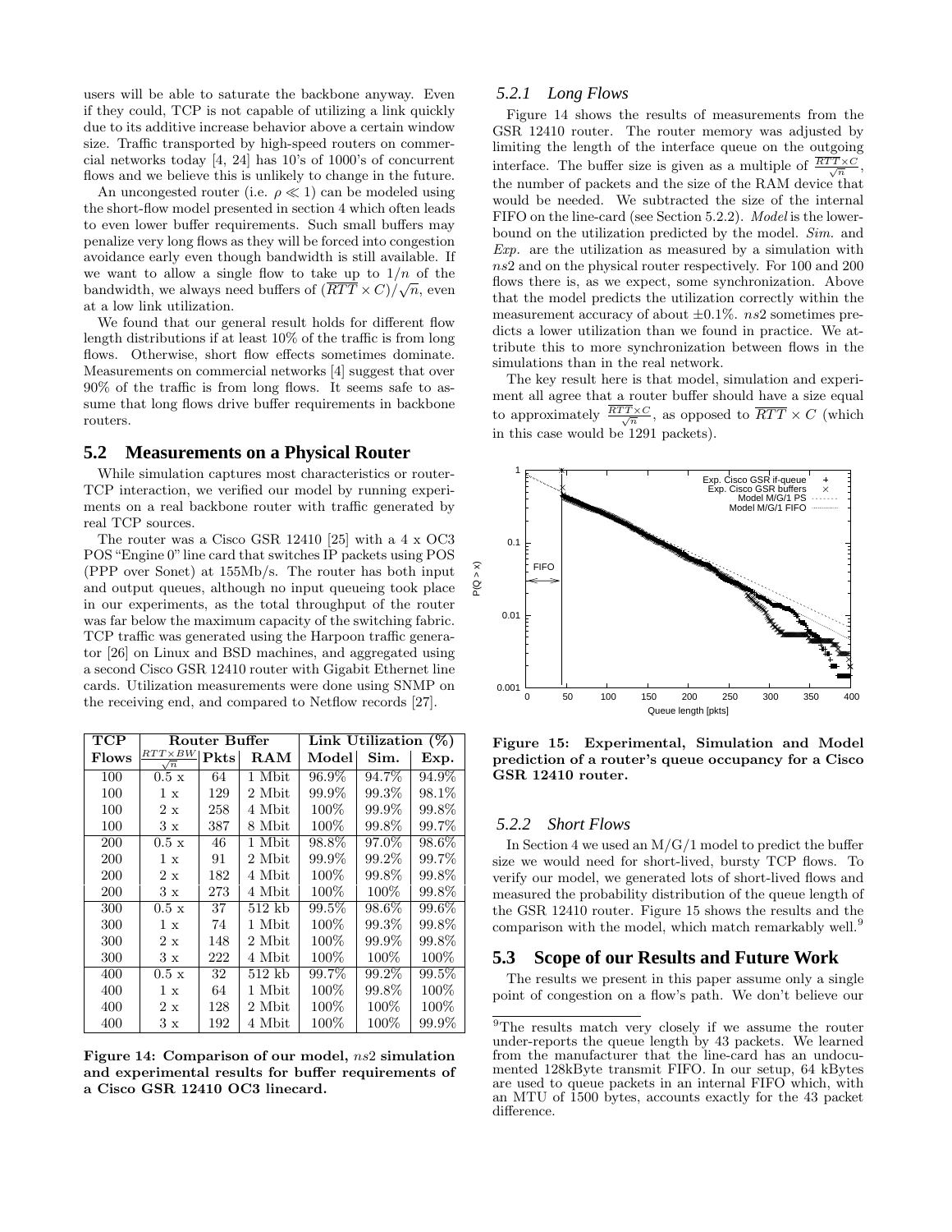users will be able to saturate the backbone anyway. Even if they could, TCP is not capable of utilizing a link quickly due to its additive increase behavior above a certain window size. Traffic transported by high-speed routers on commercial networks today [4, 24] has 10's of 1000's of concurrent flows and we believe this is unlikely to change in the future.

An uncongested router (i.e. $\rho \ll 1$) can be modeled using the short-flow model presented in section 4 which often leads to even lower buffer requirements. Such small buffers may penalize very long flows as they will be forced into congestion avoidance early even though bandwidth is still available. If we want to allow a single flow to take up to $1/n$ of the bandwidth, we always need buffers of $(\overline{RTT} \times C)/\sqrt{n}$, even at a low link utilization.

We found that our general result holds for different flow length distributions if at least 10% of the traffic is from long flows. Otherwise, short flow effects sometimes dominate. Measurements on commercial networks [4] suggest that over 90% of the traffic is from long flows. It seems safe to assume that long flows drive buffer requirements in backbone routers.

## 5.2 Measurements on a Physical Router

While simulation captures most characteristics or router-TCP interaction, we verified our model by running experiments on a real backbone router with traffic generated by real TCP sources.

The router was a Cisco GSR 12410 [25] with a 4 x OC3 POS "Engine 0" line card that switches IP packets using POS (PPP over Sonet) at 155Mb/s. The router has both input and output queues, although no input queueing took place in our experiments, as the total throughput of the router was far below the maximum capacity of the switching fabric. TCP traffic was generated using the Harpoon traffic generator [26] on Linux and BSD machines, and aggregated using a second Cisco GSR 12410 router with Gigabit Ethernet line cards. Utilization measurements were done using SNMP on the receiving end, and compared to Netflow records [27].

| TCP Flows | Router Buffer | | | Link Utilization (%) | | |
|---|---|---|---|---|---|---|
| | $\frac{RTT \times BW}{\sqrt{n}}$ | Pkts | RAM | Model | Sim. | Exp. |
| 100 | 0.5 x | 64 | 1 Mbit | 96.9% | 94.7% | 94.9% |
| 100 | 1 x | 129 | 2 Mbit | 99.9% | 99.3% | 98.1% |
| 100 | 2 x | 258 | 4 Mbit | 100% | 99.9% | 99.8% |
| 100 | 3 x | 387 | 8 Mbit | 100% | 99.8% | 99.7% |
| 200 | 0.5 x | 46 | 1 Mbit | 98.8% | 97.0% | 98.6% |
| 200 | 1 x | 91 | 2 Mbit | 99.9% | 99.2% | 99.7% |
| 200 | 2 x | 182 | 4 Mbit | 100% | 99.8% | 99.8% |
| 200 | 3 x | 273 | 4 Mbit | 100% | 100% | 99.8% |
| 300 | 0.5 x | 37 | 512 kb | 99.5% | 98.6% | 99.6% |
| 300 | 1 x | 74 | 1 Mbit | 100% | 99.3% | 99.8% |
| 300 | 2 x | 148 | 2 Mbit | 100% | 99.9% | 99.8% |
| 300 | 3 x | 222 | 4 Mbit | 100% | 100% | 100% |
| 400 | 0.5 x | 32 | 512 kb | 99.7% | 99.2% | 99.5% |
| 400 | 1 x | 64 | 1 Mbit | 100% | 99.8% | 100% |
| 400 | 2 x | 128 | 2 Mbit | 100% | 100% | 100% |
| 400 | 3 x | 192 | 4 Mbit | 100% | 100% | 99.9% |

**Figure 14: Comparison of our model, *ns2* simulation and experimental results for buffer requirements of a Cisco GSR 12410 OC3 linecard.**

### 5.2.1 Long Flows

Figure 14 shows the results of measurements from the GSR 12410 router. The router memory was adjusted by limiting the length of the interface queue on the outgoing interface. The buffer size is given as a multiple of $\frac{\overline{RTT} \times C}{\sqrt{n}}$, the number of packets and the size of the RAM device that would be needed. We subtracted the size of the internal FIFO on the line-card (see Section 5.2.2). *Model* is the lower-bound on the utilization predicted by the model. *Sim.* and *Exp.* are the utilization as measured by a simulation with *ns2* and on the physical router respectively. For 100 and 200 flows there is, as we expect, some synchronization. Above that the model predicts the utilization correctly within the measurement accuracy of about ±0.1%. *ns2* sometimes predicts a lower utilization than we found in practice. We attribute this to more synchronization between flows in the simulations than in the real network.

The key result here is that model, simulation and experiment all agree that a router buffer should have a size equal to approximately $\frac{\overline{RTT} \times C}{\sqrt{n}}$, as opposed to $\overline{RTT} \times C$ (which in this case would be 1291 packets).

**Figure 15: Experimental, Simulation and Model prediction of a router's queue occupancy for a Cisco GSR 12410 router.**

### 5.2.2 Short Flows

In Section 4 we used an M/G/1 model to predict the buffer size we would need for short-lived, bursty TCP flows. To verify our model, we generated lots of short-lived flows and measured the probability distribution of the queue length of the GSR 12410 router. Figure 15 shows the results and the comparison with the model, which match remarkably well.[9]

## 5.3 Scope of our Results and Future Work

The results we present in this paper assume only a single point of congestion on a flow's path. We don't believe our

[9] The results match very closely if we assume the router under-reports the queue length by 43 packets. We learned from the manufacturer that the line-card has an undocumented 128kByte transmit FIFO. In our setup, 64 kBytes are used to queue packets in an internal FIFO which, with an MTU of 1500 bytes, accounts exactly for the 43 packet difference.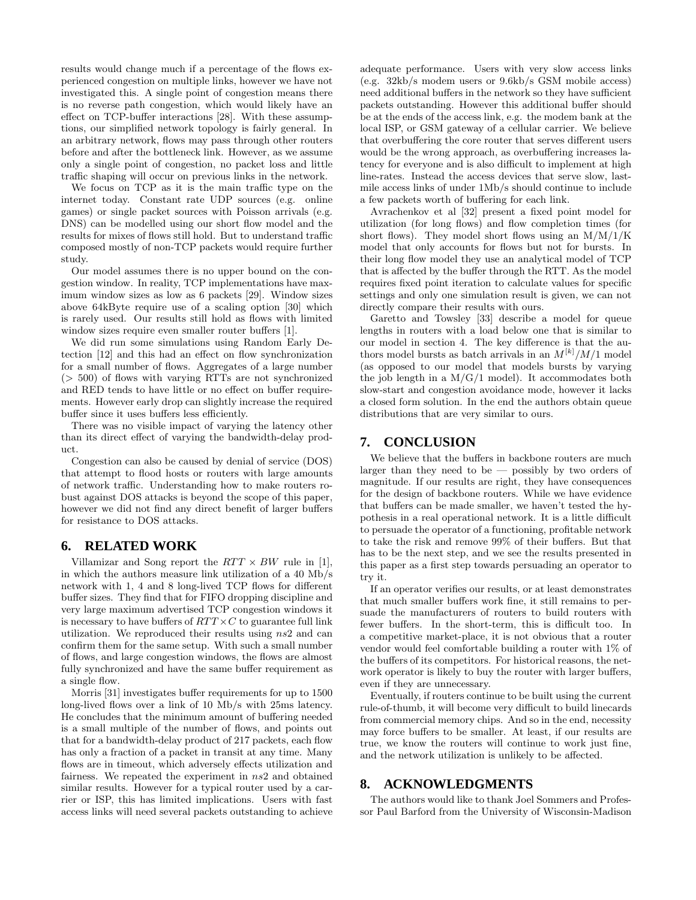results would change much if a percentage of the flows experienced congestion on multiple links, however we have not investigated this. A single point of congestion means there is no reverse path congestion, which would likely have an effect on TCP-buffer interactions [28]. With these assumptions, our simplified network topology is fairly general. In an arbitrary network, flows may pass through other routers before and after the bottleneck link. However, as we assume only a single point of congestion, no packet loss and little traffic shaping will occur on previous links in the network.

We focus on TCP as it is the main traffic type on the internet today. Constant rate UDP sources (e.g. online games) or single packet sources with Poisson arrivals (e.g. DNS) can be modelled using our short flow model and the results for mixes of flows still hold. But to understand traffic composed mostly of non-TCP packets would require further study.

Our model assumes there is no upper bound on the congestion window. In reality, TCP implementations have maximum window sizes as low as 6 packets [29]. Window sizes above 64kByte require use of a scaling option [30] which is rarely used. Our results still hold as flows with limited window sizes require even smaller router buffers [1].

We did run some simulations using Random Early Detection [12] and this had an effect on flow synchronization for a small number of flows. Aggregates of a large number ($> 500$) of flows with varying RTTs are not synchronized and RED tends to have little or no effect on buffer requirements. However early drop can slightly increase the required buffer since it uses buffers less efficiently.

There was no visible impact of varying the latency other than its direct effect of varying the bandwidth-delay product.

Congestion can also be caused by denial of service (DOS) that attempt to flood hosts or routers with large amounts of network traffic. Understanding how to make routers robust against DOS attacks is beyond the scope of this paper, however we did not find any direct benefit of larger buffers for resistance to DOS attacks.

## 6. RELATED WORK

Villamizar and Song report the $RTT \times BW$ rule in [1], in which the authors measure link utilization of a 40 Mb/s network with 1, 4 and 8 long-lived TCP flows for different buffer sizes. They find that for FIFO dropping discipline and very large maximum advertised TCP congestion windows it is necessary to have buffers of $RTT \times C$ to guarantee full link utilization. We reproduced their results using *ns*2 and can confirm them for the same setup. With such a small number of flows, and large congestion windows, the flows are almost fully synchronized and have the same buffer requirement as a single flow.

Morris [31] investigates buffer requirements for up to 1500 long-lived flows over a link of 10 Mb/s with 25ms latency. He concludes that the minimum amount of buffering needed is a small multiple of the number of flows, and points out that for a bandwidth-delay product of 217 packets, each flow has only a fraction of a packet in transit at any time. Many flows are in timeout, which adversely effects utilization and fairness. We repeated the experiment in *ns*2 and obtained similar results. However for a typical router used by a carrier or ISP, this has limited implications. Users with fast access links will need several packets outstanding to achieve adequate performance. Users with very slow access links (e.g. 32kb/s modem users or 9.6kb/s GSM mobile access) need additional buffers in the network so they have sufficient packets outstanding. However this additional buffer should be at the ends of the access link, e.g. the modem bank at the local ISP, or GSM gateway of a cellular carrier. We believe that overbuffering the core router that serves different users would be the wrong approach, as overbuffering increases latency for everyone and is also difficult to implement at high line-rates. Instead the access devices that serve slow, last-mile access links of under 1Mb/s should continue to include a few packets worth of buffering for each link.

Avrachenkov et al [32] present a fixed point model for utilization (for long flows) and flow completion times (for short flows). They model short flows using an M/M/1/K model that only accounts for flows but not for bursts. In their long flow model they use an analytical model of TCP that is affected by the buffer through the RTT. As the model requires fixed point iteration to calculate values for specific settings and only one simulation result is given, we can not directly compare their results with ours.

Garetto and Towsley [33] describe a model for queue lengths in routers with a load below one that is similar to our model in section 4. The key difference is that the authors model bursts as batch arrivals in an $M^{[k]}/M/1$ model (as opposed to our model that models bursts by varying the job length in a M/G/1 model). It accommodates both slow-start and congestion avoidance mode, however it lacks a closed form solution. In the end the authors obtain queue distributions that are very similar to ours.

## 7. CONCLUSION

We believe that the buffers in backbone routers are much larger than they need to be — possibly by two orders of magnitude. If our results are right, they have consequences for the design of backbone routers. While we have evidence that buffers can be made smaller, we haven't tested the hypothesis in a real operational network. It is a little difficult to persuade the operator of a functioning, profitable network to take the risk and remove 99% of their buffers. But that has to be the next step, and we see the results presented in this paper as a first step towards persuading an operator to try it.

If an operator verifies our results, or at least demonstrates that much smaller buffers work fine, it still remains to persuade the manufacturers of routers to build routers with fewer buffers. In the short-term, this is difficult too. In a competitive market-place, it is not obvious that a router vendor would feel comfortable building a router with 1% of the buffers of its competitors. For historical reasons, the network operator is likely to buy the router with larger buffers, even if they are unnecessary.

Eventually, if routers continue to be built using the current rule-of-thumb, it will become very difficult to build linecards from commercial memory chips. And so in the end, necessity may force buffers to be smaller. At least, if our results are true, we know the routers will continue to work just fine, and the network utilization is unlikely to be affected.

## 8. ACKNOWLEDGMENTS

The authors would like to thank Joel Sommers and Professor Paul Barford from the University of Wisconsin-Madison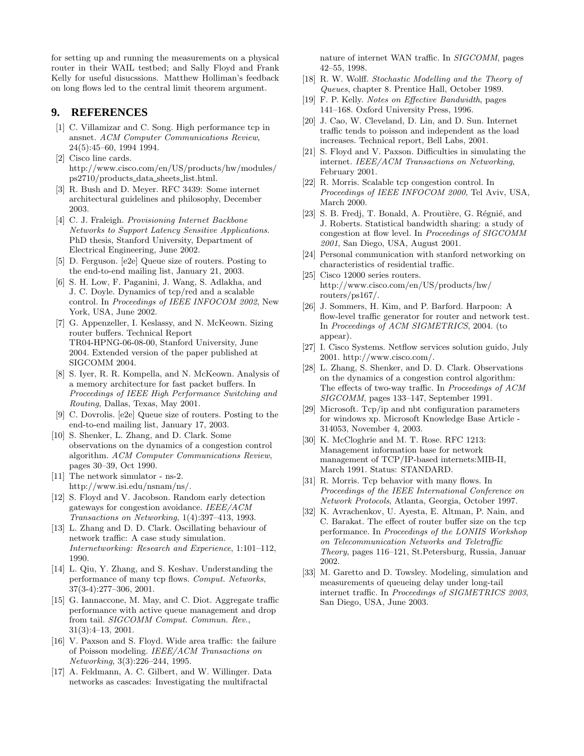for setting up and running the measurements on a physical router in their WAIL testbed; and Sally Floyd and Frank Kelly for useful disucssions. Matthew Holliman's feedback on long flows led to the central limit theorem argument.

## 9. REFERENCES

[1] C. Villamizar and C. Song. High performance tcp in ansnet. *ACM Computer Communications Review*, 24(5):45–60, 1994 1994.

[2] Cisco line cards. http://www.cisco.com/en/US/products/hw/modules/ps2710/products_data_sheets_list.html.

[3] R. Bush and D. Meyer. RFC 3439: Some internet architectural guidelines and philosophy, December 2003.

[4] C. J. Fraleigh. *Provisioning Internet Backbone Networks to Support Latency Sensitive Applications*. PhD thesis, Stanford University, Department of Electrical Engineering, June 2002.

[5] D. Ferguson. [e2e] Queue size of routers. Posting to the end-to-end mailing list, January 21, 2003.

[6] S. H. Low, F. Paganini, J. Wang, S. Adlakha, and J. C. Doyle. Dynamics of tcp/red and a scalable control. In *Proceedings of IEEE INFOCOM 2002*, New York, USA, June 2002.

[7] G. Appenzeller, I. Keslassy, and N. McKeown. Sizing router buffers. Technical Report TR04-HPNG-06-08-00, Stanford University, June 2004. Extended version of the paper published at SIGCOMM 2004.

[8] S. Iyer, R. R. Kompella, and N. McKeown. Analysis of a memory architecture for fast packet buffers. In *Proceedings of IEEE High Performance Switching and Routing*, Dallas, Texas, May 2001.

[9] C. Dovrolis. [e2e] Queue size of routers. Posting to the end-to-end mailing list, January 17, 2003.

[10] S. Shenker, L. Zhang, and D. Clark. Some observations on the dynamics of a congestion control algorithm. *ACM Computer Communications Review*, pages 30–39, Oct 1990.

[11] The network simulator - ns-2. http://www.isi.edu/nsnam/ns/.

[12] S. Floyd and V. Jacobson. Random early detection gateways for congestion avoidance. *IEEE/ACM Transactions on Networking*, 1(4):397–413, 1993.

[13] L. Zhang and D. D. Clark. Oscillating behaviour of network traffic: A case study simulation. *Internetworking: Research and Experience*, 1:101–112, 1990.

[14] L. Qiu, Y. Zhang, and S. Keshav. Understanding the performance of many tcp flows. *Comput. Networks*, 37(3-4):277–306, 2001.

[15] G. Iannaccone, M. May, and C. Diot. Aggregate traffic performance with active queue management and drop from tail. *SIGCOMM Comput. Commun. Rev.*, 31(3):4–13, 2001.

[16] V. Paxson and S. Floyd. Wide area traffic: the failure of Poisson modeling. *IEEE/ACM Transactions on Networking*, 3(3):226–244, 1995.

[17] A. Feldmann, A. C. Gilbert, and W. Willinger. Data networks as cascades: Investigating the multifractal nature of internet WAN traffic. In *SIGCOMM*, pages 42–55, 1998.

[18] R. W. Wolff. *Stochastic Modelling and the Theory of Queues*, chapter 8. Prentice Hall, October 1989.

[19] F. P. Kelly. *Notes on Effective Bandwidth*, pages 141–168. Oxford University Press, 1996.

[20] J. Cao, W. Cleveland, D. Lin, and D. Sun. Internet traffic tends to poisson and independent as the load increases. Technical report, Bell Labs, 2001.

[21] S. Floyd and V. Paxson. Difficulties in simulating the internet. *IEEE/ACM Transactions on Networking*, February 2001.

[22] R. Morris. Scalable tcp congestion control. In *Proceedings of IEEE INFOCOM 2000*, Tel Aviv, USA, March 2000.

[23] S. B. Fredj, T. Bonald, A. Proutière, G. Régnié, and J. Roberts. Statistical bandwidth sharing: a study of congestion at flow level. In *Proceedings of SIGCOMM 2001*, San Diego, USA, August 2001.

[24] Personal communication with stanford networking on characteristics of residential traffic.

[25] Cisco 12000 series routers. http://www.cisco.com/en/US/products/hw/routers/ps167/.

[26] J. Sommers, H. Kim, and P. Barford. Harpoon: A flow-level traffic generator for router and network test. In *Proceedings of ACM SIGMETRICS*, 2004. (to appear).

[27] I. Cisco Systems. Netflow services solution guido, July 2001. http://www.cisco.com/.

[28] L. Zhang, S. Shenker, and D. D. Clark. Observations on the dynamics of a congestion control algorithm: The effects of two-way traffic. In *Proceedings of ACM SIGCOMM*, pages 133–147, September 1991.

[29] Microsoft. Tcp/ip and nbt configuration parameters for windows xp. Microsoft Knowledge Base Article - 314053, November 4, 2003.

[30] K. McCloghrie and M. T. Rose. RFC 1213: Management information base for network management of TCP/IP-based internets:MIB-II, March 1991. Status: STANDARD.

[31] R. Morris. Tcp behavior with many flows. In *Proceedings of the IEEE International Conference on Network Protocols*, Atlanta, Georgia, October 1997.

[32] K. Avrachenkov, U. Ayesta, E. Altman, P. Nain, and C. Barakat. The effect of router buffer size on the tcp performance. In *Proceedings of the LONIIS Workshop on Telecommunication Networks and Teletraffic Theory*, pages 116–121, St.Petersburg, Russia, Januar 2002.

[33] M. Garetto and D. Towsley. Modeling, simulation and measurements of queueing delay under long-tail internet traffic. In *Proceedings of SIGMETRICS 2003*, San Diego, USA, June 2003.